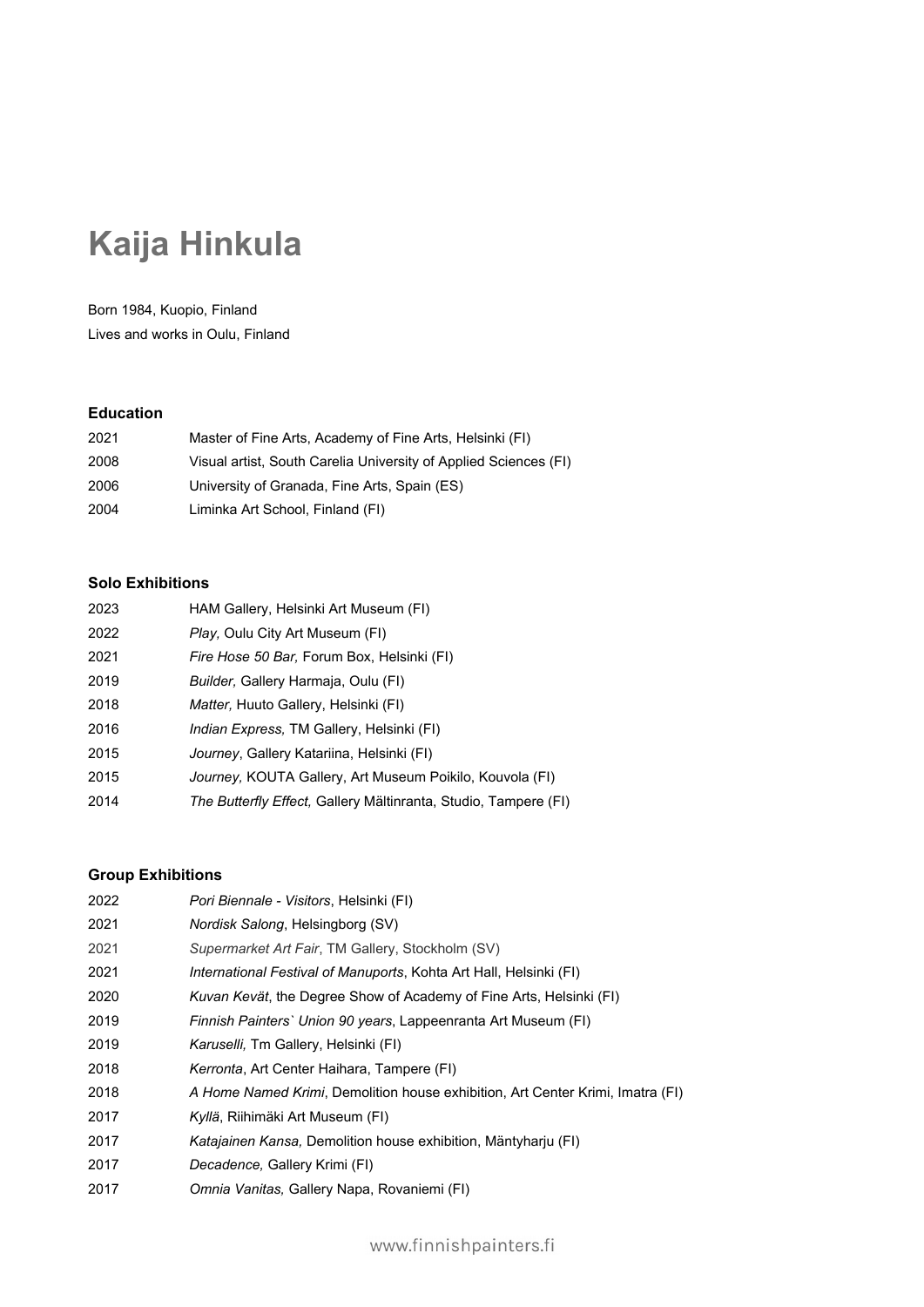# Kaija Hinkula

Born 1984, Kuopio, Finland
Lives and works in Oulu, Finland

### Education

| | |
|---|---|
| 2021 | Master of Fine Arts, Academy of Fine Arts, Helsinki (FI) |
| 2008 | Visual artist, South Carelia University of Applied Sciences (FI) |
| 2006 | University of Granada, Fine Arts, Spain (ES) |
| 2004 | Liminka Art School, Finland (FI) |

### Solo Exhibitions

| | |
|---|---|
| 2023 | HAM Gallery, Helsinki Art Museum (FI) |
| 2022 | *Play,* Oulu City Art Museum (FI) |
| 2021 | *Fire Hose 50 Bar,* Forum Box, Helsinki (FI) |
| 2019 | *Builder,* Gallery Harmaja, Oulu (FI) |
| 2018 | *Matter,* Huuto Gallery, Helsinki (FI) |
| 2016 | *Indian Express,* TM Gallery, Helsinki (FI) |
| 2015 | *Journey*, Gallery Katariina, Helsinki (FI) |
| 2015 | *Journey,* KOUTA Gallery, Art Museum Poikilo, Kouvola (FI) |
| 2014 | *The Butterfly Effect,* Gallery Mältinranta, Studio, Tampere (FI) |

### Group Exhibitions

| | |
|---|---|
| 2022 | *Pori Biennale - Visitors*, Helsinki (FI) |
| 2021 | *Nordisk Salong*, Helsingborg (SV) |
| 2021 | *Supermarket Art Fair*, TM Gallery, Stockholm (SV) |
| 2021 | *International Festival of Manuports*, Kohta Art Hall, Helsinki (FI) |
| 2020 | *Kuvan Kevät*, the Degree Show of Academy of Fine Arts, Helsinki (FI) |
| 2019 | *Finnish Painters` Union 90 years*, Lappeenranta Art Museum (FI) |
| 2019 | *Karuselli,* Tm Gallery, Helsinki (FI) |
| 2018 | *Kerronta*, Art Center Haihara, Tampere (FI) |
| 2018 | *A Home Named Krimi*, Demolition house exhibition, Art Center Krimi, Imatra (FI) |
| 2017 | *Kyllä*, Riihimäki Art Museum (FI) |
| 2017 | *Katajainen Kansa,* Demolition house exhibition, Mäntyharju (FI) |
| 2017 | *Decadence,* Gallery Krimi (FI) |
| 2017 | *Omnia Vanitas,* Gallery Napa, Rovaniemi (FI) |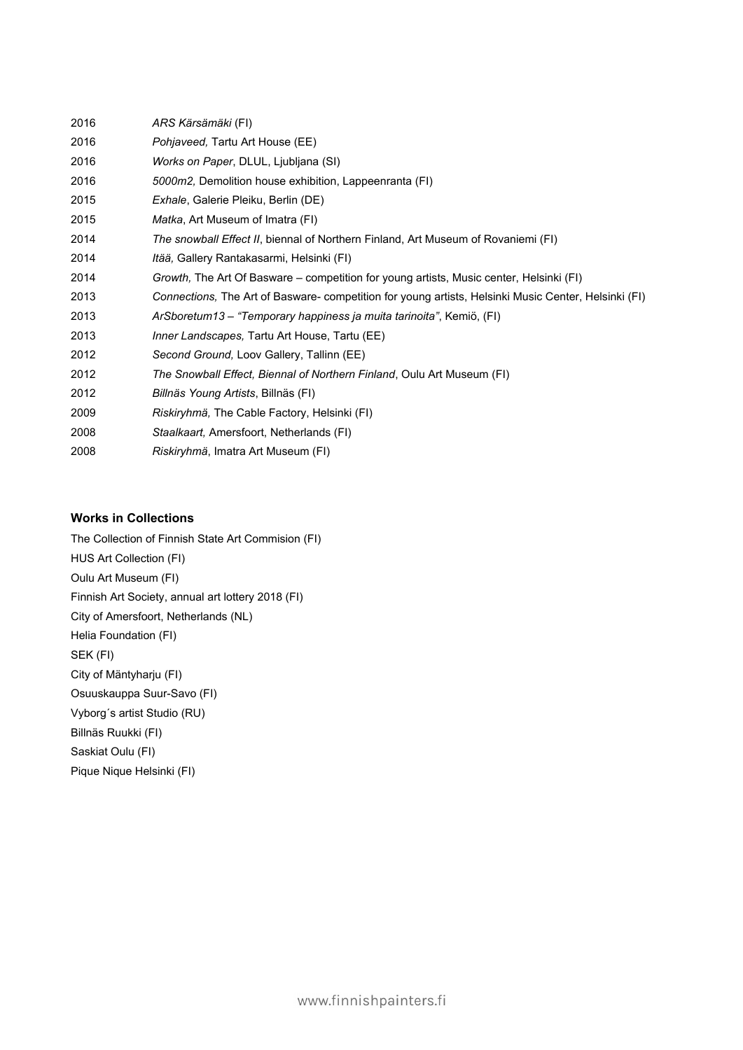2016 *ARS Kärsämäki* (FI)
2016 *Pohjaveed,* Tartu Art House (EE)
2016 *Works on Paper*, DLUL, Ljubljana (SI)
2016 *5000m2,* Demolition house exhibition, Lappeenranta (FI)
2015 *Exhale*, Galerie Pleiku, Berlin (DE)
2015 *Matka*, Art Museum of Imatra (FI)
2014 *The snowball Effect II*, biennal of Northern Finland, Art Museum of Rovaniemi (FI)
2014 *Itää,* Gallery Rantakasarmi, Helsinki (FI)
2014 *Growth,* The Art Of Basware – competition for young artists, Music center, Helsinki (FI)
2013 *Connections,* The Art of Basware- competition for young artists, Helsinki Music Center, Helsinki (FI)
2013 *ArSboretum13 – "Temporary happiness ja muita tarinoita"*, Kemiö, (FI)
2013 *Inner Landscapes,* Tartu Art House, Tartu (EE)
2012 *Second Ground,* Loov Gallery, Tallinn (EE)
2012 *The Snowball Effect, Biennal of Northern Finland*, Oulu Art Museum (FI)
2012 *Billnäs Young Artists*, Billnäs (FI)
2009 *Riskiryhmä,* The Cable Factory, Helsinki (FI)
2008 *Staalkaart,* Amersfoort, Netherlands (FI)
2008 *Riskiryhmä*, Imatra Art Museum (FI)

**Works in Collections**

The Collection of Finnish State Art Commision (FI)
HUS Art Collection (FI)
Oulu Art Museum (FI)
Finnish Art Society, annual art lottery 2018 (FI)
City of Amersfoort, Netherlands (NL)
Helia Foundation (FI)
SEK (FI)
City of Mäntyharju (FI)
Osuuskauppa Suur-Savo (FI)
Vyborg´s artist Studio (RU)
Billnäs Ruukki (FI)
Saskiat Oulu (FI)
Pique Nique Helsinki (FI)